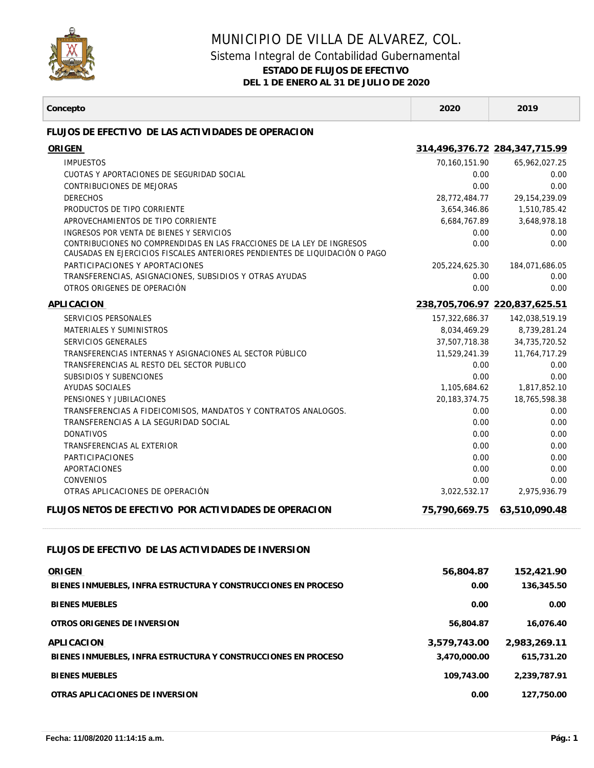# MUNICIPIO DE VILLA DE ALVAREZ, COL.

## Sistema Integral de Contabilidad Gubernamental

**ESTADO DE FLUJOS DE EFECTIVO**

**DEL 1 DE ENERO AL 31 DE JULIO DE 2020**

| Concepto | 2020 | 2019 |
|---|---|---|
| **FLUJOS DE EFECTIVO DE LAS ACTIVIDADES DE OPERACION** | | |
| **ORIGEN** | **314,496,376.72** | **284,347,715.99** |
| IMPUESTOS | 70,160,151.90 | 65,962,027.25 |
| CUOTAS Y APORTACIONES DE SEGURIDAD SOCIAL | 0.00 | 0.00 |
| CONTRIBUCIONES DE MEJORAS | 0.00 | 0.00 |
| DERECHOS | 28,772,484.77 | 29,154,239.09 |
| PRODUCTOS DE TIPO CORRIENTE | 3,654,346.86 | 1,510,785.42 |
| APROVECHAMIENTOS DE TIPO CORRIENTE | 6,684,767.89 | 3,648,978.18 |
| INGRESOS POR VENTA DE BIENES Y SERVICIOS | 0.00 | 0.00 |
| CONTRIBUCIONES NO COMPRENDIDAS EN LAS FRACCIONES DE LA LEY DE INGRESOS CAUSADAS EN EJERCICIOS FISCALES ANTERIORES PENDIENTES DE LIQUIDACIÓN O PAGO | 0.00 | 0.00 |
| PARTICIPACIONES Y APORTACIONES | 205,224,625.30 | 184,071,686.05 |
| TRANSFERENCIAS, ASIGNACIONES, SUBSIDIOS Y OTRAS AYUDAS | 0.00 | 0.00 |
| OTROS ORIGENES DE OPERACIÓN | 0.00 | 0.00 |
| **APLICACION** | **238,705,706.97** | **220,837,625.51** |
| SERVICIOS PERSONALES | 157,322,686.37 | 142,038,519.19 |
| MATERIALES Y SUMINISTROS | 8,034,469.29 | 8,739,281.24 |
| SERVICIOS GENERALES | 37,507,718.38 | 34,735,720.52 |
| TRANSFERENCIAS INTERNAS Y ASIGNACIONES AL SECTOR PÚBLICO | 11,529,241.39 | 11,764,717.29 |
| TRANSFERENCIAS AL RESTO DEL SECTOR PUBLICO | 0.00 | 0.00 |
| SUBSIDIOS Y SUBENCIONES | 0.00 | 0.00 |
| AYUDAS SOCIALES | 1,105,684.62 | 1,817,852.10 |
| PENSIONES Y JUBILACIONES | 20,183,374.75 | 18,765,598.38 |
| TRANSFERENCIAS A FIDEICOMISOS, MANDATOS Y CONTRATOS ANALOGOS. | 0.00 | 0.00 |
| TRANSFERENCIAS A LA SEGURIDAD SOCIAL | 0.00 | 0.00 |
| DONATIVOS | 0.00 | 0.00 |
| TRANSFERENCIAS AL EXTERIOR | 0.00 | 0.00 |
| PARTICIPACIONES | 0.00 | 0.00 |
| APORTACIONES | 0.00 | 0.00 |
| CONVENIOS | 0.00 | 0.00 |
| OTRAS APLICACIONES DE OPERACIÓN | 3,022,532.17 | 2,975,936.79 |
| **FLUJOS NETOS DE EFECTIVO POR ACTIVIDADES DE OPERACION** | **75,790,669.75** | **63,510,090.48** |
| **FLUJOS DE EFECTIVO DE LAS ACTIVIDADES DE INVERSION** | | |
| **ORIGEN** | **56,804.87** | **152,421.90** |
| **BIENES INMUEBLES, INFRA ESTRUCTURA Y CONSTRUCCIONES EN PROCESO** | **0.00** | **136,345.50** |
| **BIENES MUEBLES** | **0.00** | **0.00** |
| **OTROS ORIGENES DE INVERSION** | **56,804.87** | **16,076.40** |
| **APLICACION** | **3,579,743.00** | **2,983,269.11** |
| **BIENES INMUEBLES, INFRA ESTRUCTURA Y CONSTRUCCIONES EN PROCESO** | **3,470,000.00** | **615,731.20** |
| **BIENES MUEBLES** | **109,743.00** | **2,239,787.91** |
| **OTRAS APLICACIONES DE INVERSION** | **0.00** | **127,750.00** |

**Fecha: 11/08/2020 11:14:15 a.m.**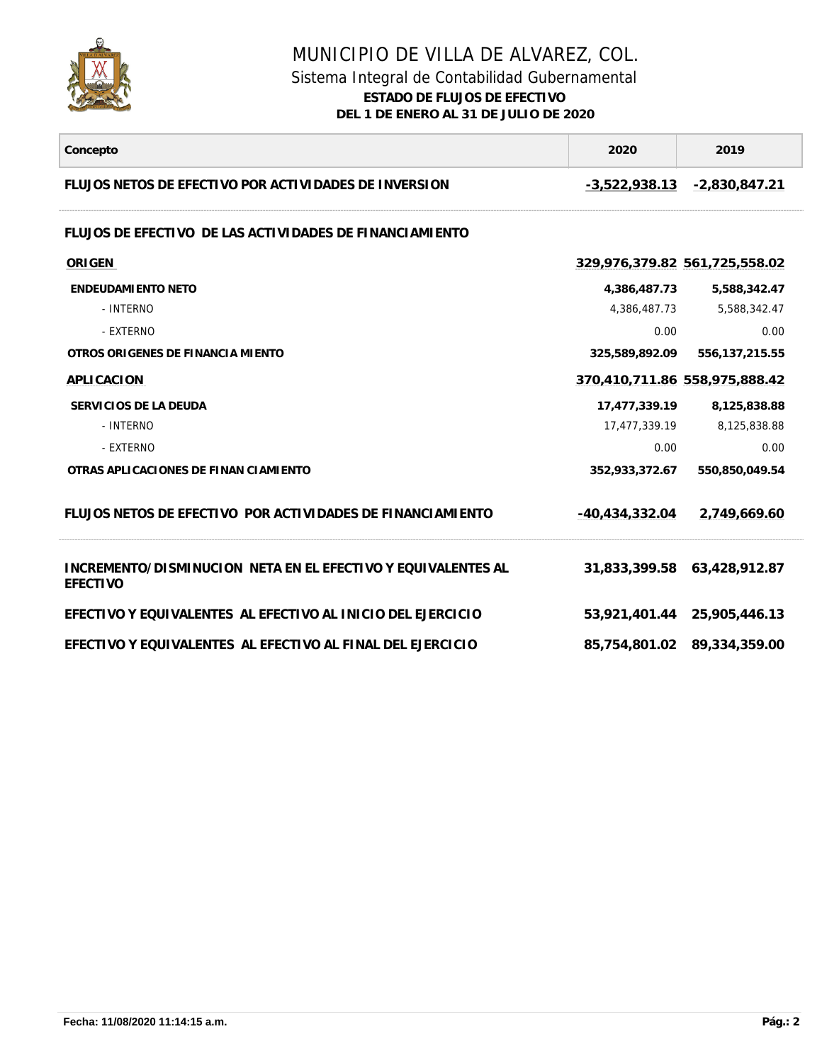# MUNICIPIO DE VILLA DE ALVAREZ, COL.

## Sistema Integral de Contabilidad Gubernamental

**ESTADO DE FLUJOS DE EFECTIVO**

**DEL 1 DE ENERO AL 31 DE JULIO DE 2020**

| Concepto | 2020 | 2019 |
|---|---|---|
| **FLUJOS NETOS DE EFECTIVO POR ACTIVIDADES DE INVERSION** | **-3,522,938.13** | **-2,830,847.21** |
| **FLUJOS DE EFECTIVO DE LAS ACTIVIDADES DE FINANCIAMIENTO** | | |
| **ORIGEN** | **329,976,379.82** | **561,725,558.02** |
| **ENDEUDAMIENTO NETO** | **4,386,487.73** | **5,588,342.47** |
| - INTERNO | 4,386,487.73 | 5,588,342.47 |
| - EXTERNO | 0.00 | 0.00 |
| **OTROS ORIGENES DE FINANCIAMIENTO** | **325,589,892.09** | **556,137,215.55** |
| **APLICACION** | **370,410,711.86** | **558,975,888.42** |
| **SERVICIOS DE LA DEUDA** | **17,477,339.19** | **8,125,838.88** |
| - INTERNO | 17,477,339.19 | 8,125,838.88 |
| - EXTERNO | 0.00 | 0.00 |
| **OTRAS APLICACIONES DE FINANCIAMIENTO** | **352,933,372.67** | **550,850,049.54** |
| **FLUJOS NETOS DE EFECTIVO POR ACTIVIDADES DE FINANCIAMIENTO** | **-40,434,332.04** | **2,749,669.60** |
| **INCREMENTO/DISMINUCION NETA EN EL EFECTIVO Y EQUIVALENTES AL EFECTIVO** | **31,833,399.58** | **63,428,912.87** |
| **EFECTIVO Y EQUIVALENTES AL EFECTIVO AL INICIO DEL EJERCICIO** | **53,921,401.44** | **25,905,446.13** |
| **EFECTIVO Y EQUIVALENTES AL EFECTIVO AL FINAL DEL EJERCICIO** | **85,754,801.02** | **89,334,359.00** |

**Fecha: 11/08/2020 11:14:15 a.m.**